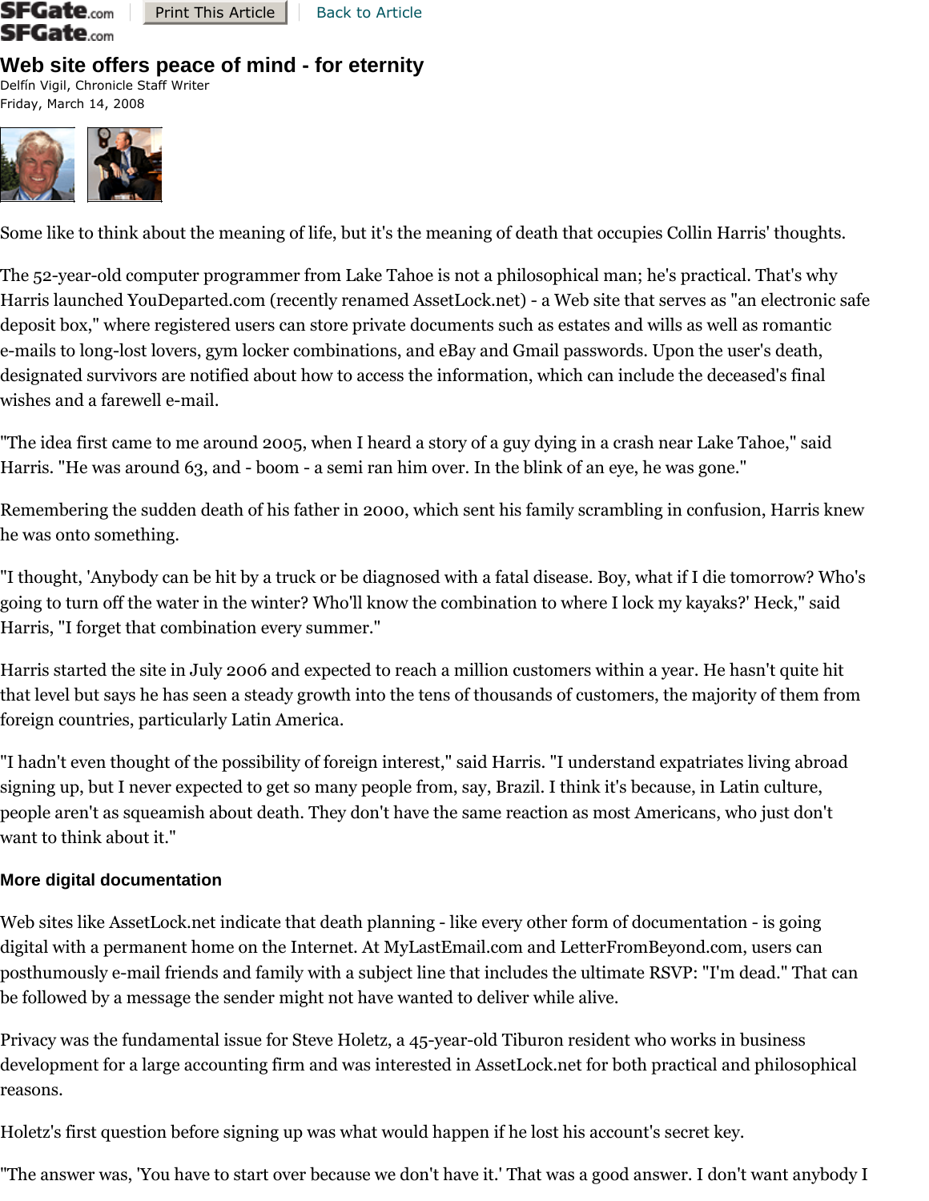# Web site offers peace of mind - for eternity

Delfín Vigil, Chronicle Staff Writer
Friday, March 14, 2008

Some like to think about the meaning of life, but it's the meaning of death that occupies Collin Harris' thoughts.

The 52-year-old computer programmer from Lake Tahoe is not a philosophical man; he's practical. That's why Harris launched YouDeparted.com (recently renamed AssetLock.net) - a Web site that serves as "an electronic safe deposit box," where registered users can store private documents such as estates and wills as well as romantic e-mails to long-lost lovers, gym locker combinations, and eBay and Gmail passwords. Upon the user's death, designated survivors are notified about how to access the information, which can include the deceased's final wishes and a farewell e-mail.

"The idea first came to me around 2005, when I heard a story of a guy dying in a crash near Lake Tahoe," said Harris. "He was around 63, and - boom - a semi ran him over. In the blink of an eye, he was gone."

Remembering the sudden death of his father in 2000, which sent his family scrambling in confusion, Harris knew he was onto something.

"I thought, 'Anybody can be hit by a truck or be diagnosed with a fatal disease. Boy, what if I die tomorrow? Who's going to turn off the water in the winter? Who'll know the combination to where I lock my kayaks?' Heck," said Harris, "I forget that combination every summer."

Harris started the site in July 2006 and expected to reach a million customers within a year. He hasn't quite hit that level but says he has seen a steady growth into the tens of thousands of customers, the majority of them from foreign countries, particularly Latin America.

"I hadn't even thought of the possibility of foreign interest," said Harris. "I understand expatriates living abroad signing up, but I never expected to get so many people from, say, Brazil. I think it's because, in Latin culture, people aren't as squeamish about death. They don't have the same reaction as most Americans, who just don't want to think about it."

### More digital documentation

Web sites like AssetLock.net indicate that death planning - like every other form of documentation - is going digital with a permanent home on the Internet. At MyLastEmail.com and LetterFromBeyond.com, users can posthumously e-mail friends and family with a subject line that includes the ultimate RSVP: "I'm dead." That can be followed by a message the sender might not have wanted to deliver while alive.

Privacy was the fundamental issue for Steve Holetz, a 45-year-old Tiburon resident who works in business development for a large accounting firm and was interested in AssetLock.net for both practical and philosophical reasons.

Holetz's first question before signing up was what would happen if he lost his account's secret key.

"The answer was, 'You have to start over because we don't have it.' That was a good answer. I don't want anybody I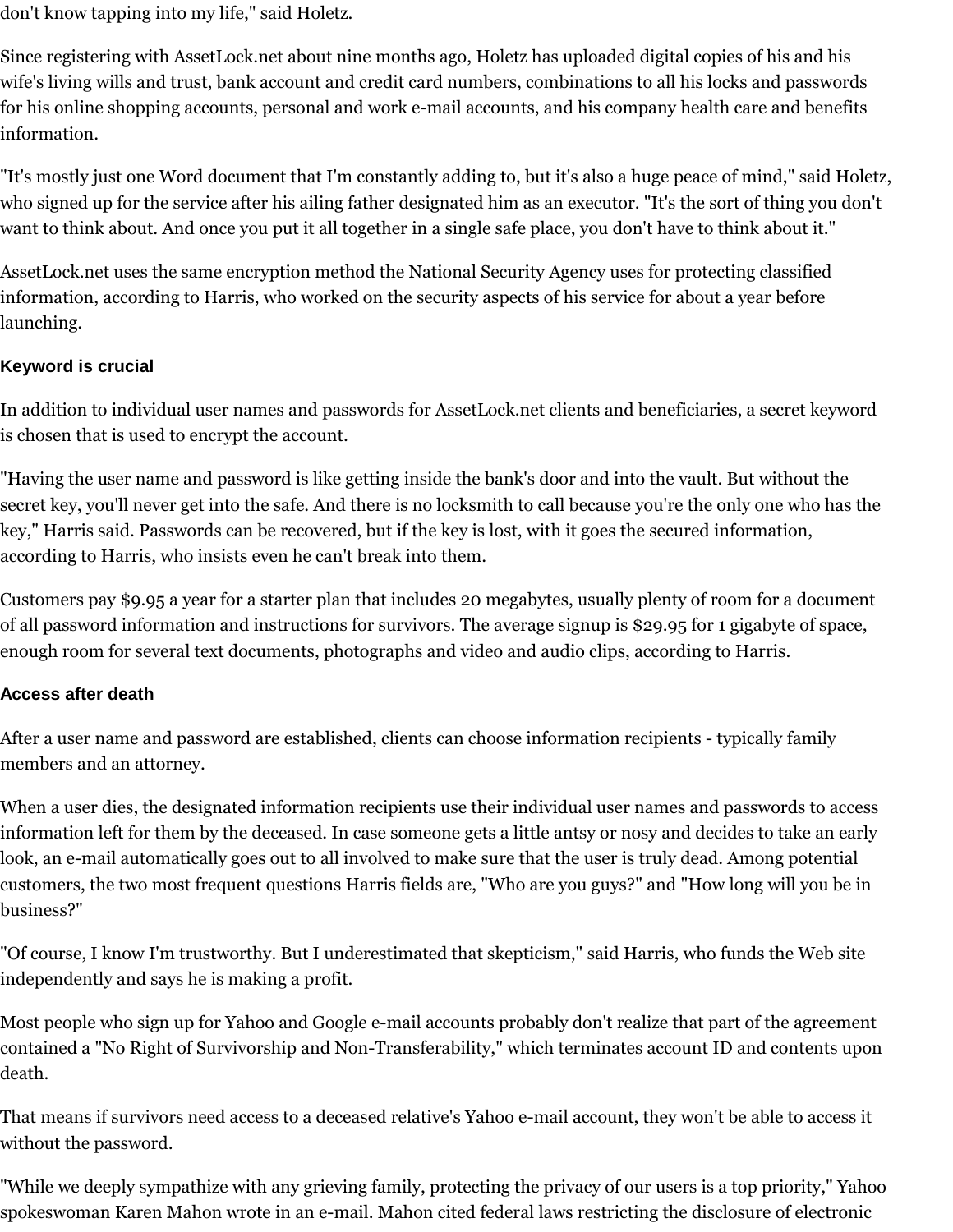don't know tapping into my life," said Holetz.

Since registering with AssetLock.net about nine months ago, Holetz has uploaded digital copies of his and his wife's living wills and trust, bank account and credit card numbers, combinations to all his locks and passwords for his online shopping accounts, personal and work e-mail accounts, and his company health care and benefits information.

"It's mostly just one Word document that I'm constantly adding to, but it's also a huge peace of mind," said Holetz, who signed up for the service after his ailing father designated him as an executor. "It's the sort of thing you don't want to think about. And once you put it all together in a single safe place, you don't have to think about it."

AssetLock.net uses the same encryption method the National Security Agency uses for protecting classified information, according to Harris, who worked on the security aspects of his service for about a year before launching.

### Keyword is crucial

In addition to individual user names and passwords for AssetLock.net clients and beneficiaries, a secret keyword is chosen that is used to encrypt the account.

"Having the user name and password is like getting inside the bank's door and into the vault. But without the secret key, you'll never get into the safe. And there is no locksmith to call because you're the only one who has the key," Harris said. Passwords can be recovered, but if the key is lost, with it goes the secured information, according to Harris, who insists even he can't break into them.

Customers pay $9.95 a year for a starter plan that includes 20 megabytes, usually plenty of room for a document of all password information and instructions for survivors. The average signup is $29.95 for 1 gigabyte of space, enough room for several text documents, photographs and video and audio clips, according to Harris.

### Access after death

After a user name and password are established, clients can choose information recipients - typically family members and an attorney.

When a user dies, the designated information recipients use their individual user names and passwords to access information left for them by the deceased. In case someone gets a little antsy or nosy and decides to take an early look, an e-mail automatically goes out to all involved to make sure that the user is truly dead. Among potential customers, the two most frequent questions Harris fields are, "Who are you guys?" and "How long will you be in business?"

"Of course, I know I'm trustworthy. But I underestimated that skepticism," said Harris, who funds the Web site independently and says he is making a profit.

Most people who sign up for Yahoo and Google e-mail accounts probably don't realize that part of the agreement contained a "No Right of Survivorship and Non-Transferability," which terminates account ID and contents upon death.

That means if survivors need access to a deceased relative's Yahoo e-mail account, they won't be able to access it without the password.

"While we deeply sympathize with any grieving family, protecting the privacy of our users is a top priority," Yahoo spokeswoman Karen Mahon wrote in an e-mail. Mahon cited federal laws restricting the disclosure of electronic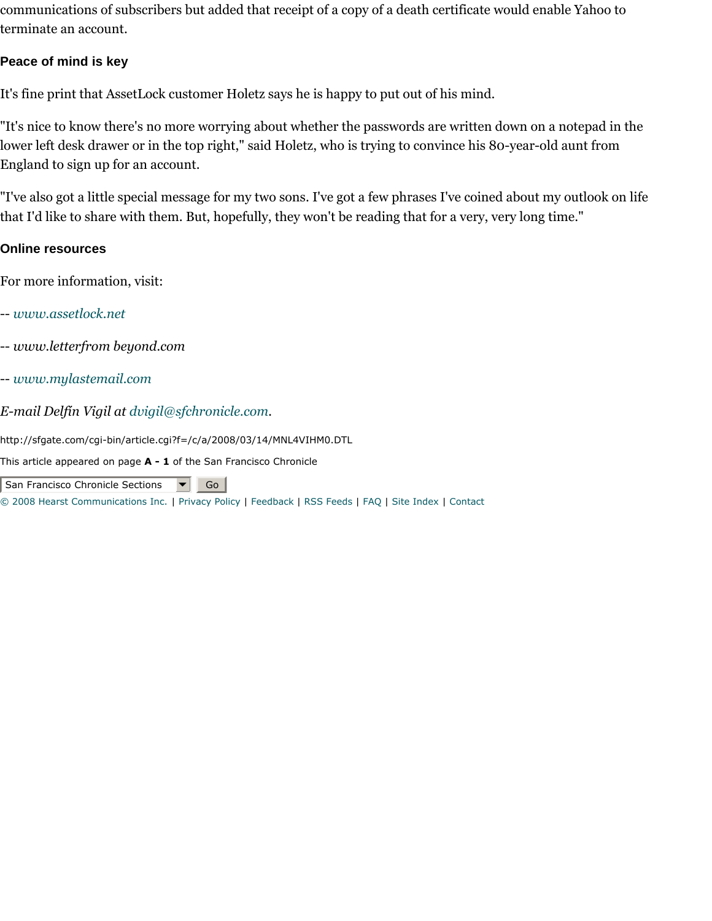communications of subscribers but added that receipt of a copy of a death certificate would enable Yahoo to terminate an account.

### Peace of mind is key

It's fine print that AssetLock customer Holetz says he is happy to put out of his mind.

"It's nice to know there's no more worrying about whether the passwords are written down on a notepad in the lower left desk drawer or in the top right," said Holetz, who is trying to convince his 80-year-old aunt from England to sign up for an account.

"I've also got a little special message for my two sons. I've got a few phrases I've coined about my outlook on life that I'd like to share with them. But, hopefully, they won't be reading that for a very, very long time."

### Online resources

For more information, visit:

-- *www.assetlock.net*

-- *www.letterfrom beyond.com*

-- *www.mylastemail.com*

*E-mail Delfín Vigil at dvigil@sfchronicle.com.*

http://sfgate.com/cgi-bin/article.cgi?f=/c/a/2008/03/14/MNL4VIHM0.DTL

This article appeared on page **A - 1** of the San Francisco Chronicle

San Francisco Chronicle Sections Go

© 2008 Hearst Communications Inc. | Privacy Policy | Feedback | RSS Feeds | FAQ | Site Index | Contact